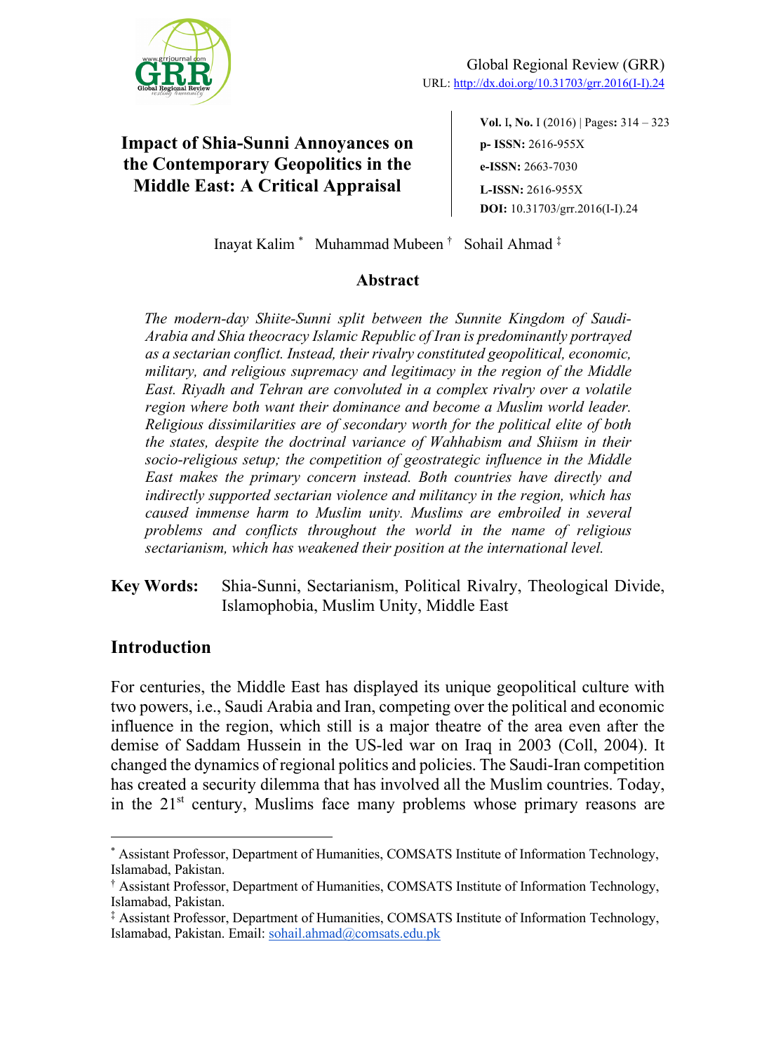Global Regional Review (GRR)
URL: http://dx.doi.org/10.31703/grr.2016(I-I).24

# Impact of Shia-Sunni Annoyances on the Contemporary Geopolitics in the Middle East: A Critical Appraisal

**Vol.** I, **No.** I (2016) | Pages**:** 314 – 323
**p- ISSN:** 2616-955X
**e-ISSN:** 2663-7030
**L-ISSN:** 2616-955X
**DOI:** 10.31703/grr.2016(I-I).24

Inayat Kalim [*] Muhammad Mubeen [†] Sohail Ahmad [‡]

## Abstract

*The modern-day Shiite-Sunni split between the Sunnite Kingdom of Saudi-Arabia and Shia theocracy Islamic Republic of Iran is predominantly portrayed as a sectarian conflict. Instead, their rivalry constituted geopolitical, economic, military, and religious supremacy and legitimacy in the region of the Middle East. Riyadh and Tehran are convoluted in a complex rivalry over a volatile region where both want their dominance and become a Muslim world leader. Religious dissimilarities are of secondary worth for the political elite of both the states, despite the doctrinal variance of Wahhabism and Shiism in their socio-religious setup; the competition of geostrategic influence in the Middle East makes the primary concern instead. Both countries have directly and indirectly supported sectarian violence and militancy in the region, which has caused immense harm to Muslim unity. Muslims are embroiled in several problems and conflicts throughout the world in the name of religious sectarianism, which has weakened their position at the international level.*

**Key Words:** Shia-Sunni, Sectarianism, Political Rivalry, Theological Divide, Islamophobia, Muslim Unity, Middle East

## Introduction

For centuries, the Middle East has displayed its unique geopolitical culture with two powers, i.e., Saudi Arabia and Iran, competing over the political and economic influence in the region, which still is a major theatre of the area even after the demise of Saddam Hussein in the US-led war on Iraq in 2003 (Coll, 2004). It changed the dynamics of regional politics and policies. The Saudi-Iran competition has created a security dilemma that has involved all the Muslim countries. Today, in the 21st century, Muslims face many problems whose primary reasons are

---

[*] Assistant Professor, Department of Humanities, COMSATS Institute of Information Technology, Islamabad, Pakistan.
[†] Assistant Professor, Department of Humanities, COMSATS Institute of Information Technology, Islamabad, Pakistan.
[‡] Assistant Professor, Department of Humanities, COMSATS Institute of Information Technology, Islamabad, Pakistan. Email: sohail.ahmad@comsats.edu.pk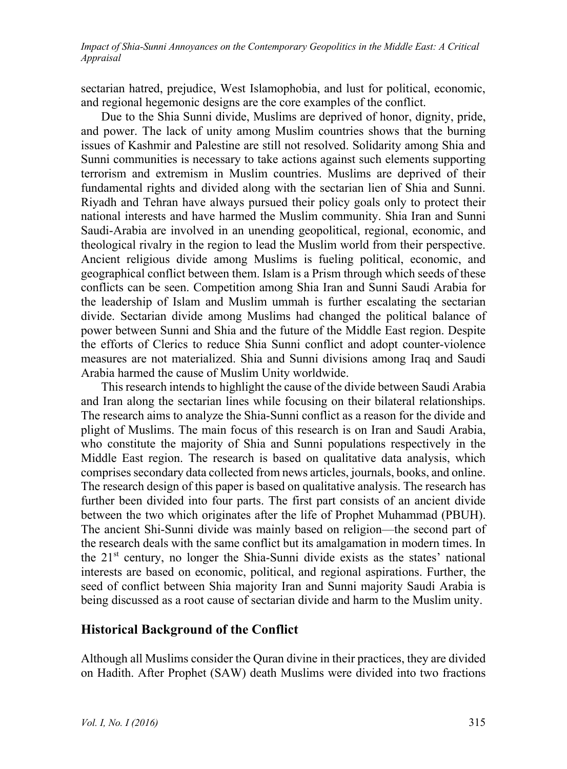sectarian hatred, prejudice, West Islamophobia, and lust for political, economic, and regional hegemonic designs are the core examples of the conflict.

Due to the Shia Sunni divide, Muslims are deprived of honor, dignity, pride, and power. The lack of unity among Muslim countries shows that the burning issues of Kashmir and Palestine are still not resolved. Solidarity among Shia and Sunni communities is necessary to take actions against such elements supporting terrorism and extremism in Muslim countries. Muslims are deprived of their fundamental rights and divided along with the sectarian lien of Shia and Sunni. Riyadh and Tehran have always pursued their policy goals only to protect their national interests and have harmed the Muslim community. Shia Iran and Sunni Saudi-Arabia are involved in an unending geopolitical, regional, economic, and theological rivalry in the region to lead the Muslim world from their perspective. Ancient religious divide among Muslims is fueling political, economic, and geographical conflict between them. Islam is a Prism through which seeds of these conflicts can be seen. Competition among Shia Iran and Sunni Saudi Arabia for the leadership of Islam and Muslim ummah is further escalating the sectarian divide. Sectarian divide among Muslims had changed the political balance of power between Sunni and Shia and the future of the Middle East region. Despite the efforts of Clerics to reduce Shia Sunni conflict and adopt counter-violence measures are not materialized. Shia and Sunni divisions among Iraq and Saudi Arabia harmed the cause of Muslim Unity worldwide.

This research intends to highlight the cause of the divide between Saudi Arabia and Iran along the sectarian lines while focusing on their bilateral relationships. The research aims to analyze the Shia-Sunni conflict as a reason for the divide and plight of Muslims. The main focus of this research is on Iran and Saudi Arabia, who constitute the majority of Shia and Sunni populations respectively in the Middle East region. The research is based on qualitative data analysis, which comprises secondary data collected from news articles, journals, books, and online. The research design of this paper is based on qualitative analysis. The research has further been divided into four parts. The first part consists of an ancient divide between the two which originates after the life of Prophet Muhammad (PBUH). The ancient Shi-Sunni divide was mainly based on religion—the second part of the research deals with the same conflict but its amalgamation in modern times. In the 21st century, no longer the Shia-Sunni divide exists as the states' national interests are based on economic, political, and regional aspirations. Further, the seed of conflict between Shia majority Iran and Sunni majority Saudi Arabia is being discussed as a root cause of sectarian divide and harm to the Muslim unity.

## Historical Background of the Conflict

Although all Muslims consider the Quran divine in their practices, they are divided on Hadith. After Prophet (SAW) death Muslims were divided into two fractions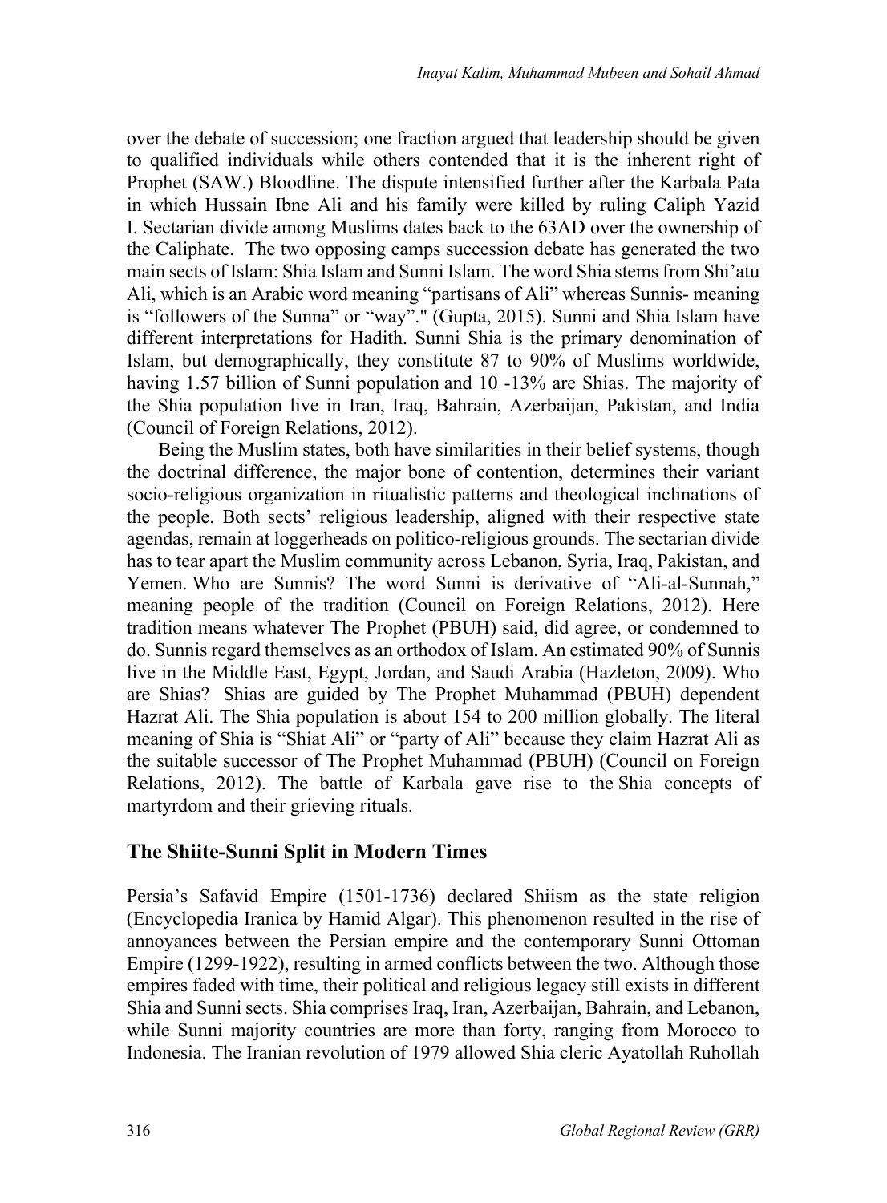over the debate of succession; one fraction argued that leadership should be given to qualified individuals while others contended that it is the inherent right of Prophet (SAW.) Bloodline. The dispute intensified further after the Karbala Pata in which Hussain Ibne Ali and his family were killed by ruling Caliph Yazid I. Sectarian divide among Muslims dates back to the 63AD over the ownership of the Caliphate. The two opposing camps succession debate has generated the two main sects of Islam: Shia Islam and Sunni Islam. The word Shia stems from Shi'atu Ali, which is an Arabic word meaning "partisans of Ali" whereas Sunnis- meaning is "followers of the Sunna" or "way"." (Gupta, 2015). Sunni and Shia Islam have different interpretations for Hadith. Sunni Shia is the primary denomination of Islam, but demographically, they constitute 87 to 90% of Muslims worldwide, having 1.57 billion of Sunni population and 10 -13% are Shias. The majority of the Shia population live in Iran, Iraq, Bahrain, Azerbaijan, Pakistan, and India (Council of Foreign Relations, 2012).

Being the Muslim states, both have similarities in their belief systems, though the doctrinal difference, the major bone of contention, determines their variant socio-religious organization in ritualistic patterns and theological inclinations of the people. Both sects' religious leadership, aligned with their respective state agendas, remain at loggerheads on politico-religious grounds. The sectarian divide has to tear apart the Muslim community across Lebanon, Syria, Iraq, Pakistan, and Yemen. Who are Sunnis? The word Sunni is derivative of "Ali-al-Sunnah," meaning people of the tradition (Council on Foreign Relations, 2012). Here tradition means whatever The Prophet (PBUH) said, did agree, or condemned to do. Sunnis regard themselves as an orthodox of Islam. An estimated 90% of Sunnis live in the Middle East, Egypt, Jordan, and Saudi Arabia (Hazleton, 2009). Who are Shias? Shias are guided by The Prophet Muhammad (PBUH) dependent Hazrat Ali. The Shia population is about 154 to 200 million globally. The literal meaning of Shia is "Shiat Ali" or "party of Ali" because they claim Hazrat Ali as the suitable successor of The Prophet Muhammad (PBUH) (Council on Foreign Relations, 2012). The battle of Karbala gave rise to the Shia concepts of martyrdom and their grieving rituals.

## The Shiite-Sunni Split in Modern Times

Persia's Safavid Empire (1501-1736) declared Shiism as the state religion (Encyclopedia Iranica by Hamid Algar). This phenomenon resulted in the rise of annoyances between the Persian empire and the contemporary Sunni Ottoman Empire (1299-1922), resulting in armed conflicts between the two. Although those empires faded with time, their political and religious legacy still exists in different Shia and Sunni sects. Shia comprises Iraq, Iran, Azerbaijan, Bahrain, and Lebanon, while Sunni majority countries are more than forty, ranging from Morocco to Indonesia. The Iranian revolution of 1979 allowed Shia cleric Ayatollah Ruhollah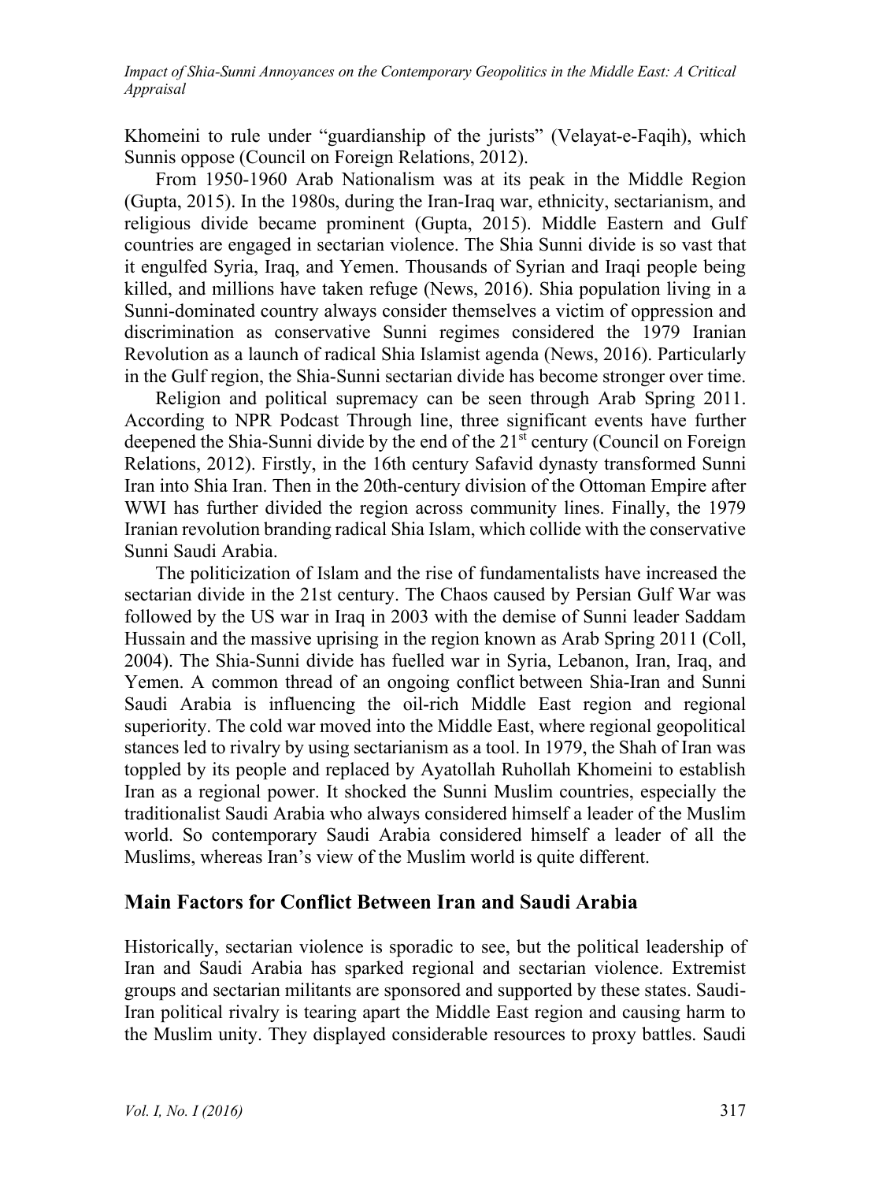Khomeini to rule under "guardianship of the jurists" (Velayat-e-Faqih), which Sunnis oppose (Council on Foreign Relations, 2012).

From 1950-1960 Arab Nationalism was at its peak in the Middle Region (Gupta, 2015). In the 1980s, during the Iran-Iraq war, ethnicity, sectarianism, and religious divide became prominent (Gupta, 2015). Middle Eastern and Gulf countries are engaged in sectarian violence. The Shia Sunni divide is so vast that it engulfed Syria, Iraq, and Yemen. Thousands of Syrian and Iraqi people being killed, and millions have taken refuge (News, 2016). Shia population living in a Sunni-dominated country always consider themselves a victim of oppression and discrimination as conservative Sunni regimes considered the 1979 Iranian Revolution as a launch of radical Shia Islamist agenda (News, 2016). Particularly in the Gulf region, the Shia-Sunni sectarian divide has become stronger over time.

Religion and political supremacy can be seen through Arab Spring 2011. According to NPR Podcast Through line, three significant events have further deepened the Shia-Sunni divide by the end of the 21st century (Council on Foreign Relations, 2012). Firstly, in the 16th century Safavid dynasty transformed Sunni Iran into Shia Iran. Then in the 20th-century division of the Ottoman Empire after WWI has further divided the region across community lines. Finally, the 1979 Iranian revolution branding radical Shia Islam, which collide with the conservative Sunni Saudi Arabia.

The politicization of Islam and the rise of fundamentalists have increased the sectarian divide in the 21st century. The Chaos caused by Persian Gulf War was followed by the US war in Iraq in 2003 with the demise of Sunni leader Saddam Hussain and the massive uprising in the region known as Arab Spring 2011 (Coll, 2004). The Shia-Sunni divide has fuelled war in Syria, Lebanon, Iran, Iraq, and Yemen. A common thread of an ongoing conflict between Shia-Iran and Sunni Saudi Arabia is influencing the oil-rich Middle East region and regional superiority. The cold war moved into the Middle East, where regional geopolitical stances led to rivalry by using sectarianism as a tool. In 1979, the Shah of Iran was toppled by its people and replaced by Ayatollah Ruhollah Khomeini to establish Iran as a regional power. It shocked the Sunni Muslim countries, especially the traditionalist Saudi Arabia who always considered himself a leader of the Muslim world. So contemporary Saudi Arabia considered himself a leader of all the Muslims, whereas Iran's view of the Muslim world is quite different.

## Main Factors for Conflict Between Iran and Saudi Arabia

Historically, sectarian violence is sporadic to see, but the political leadership of Iran and Saudi Arabia has sparked regional and sectarian violence. Extremist groups and sectarian militants are sponsored and supported by these states. Saudi-Iran political rivalry is tearing apart the Middle East region and causing harm to the Muslim unity. They displayed considerable resources to proxy battles. Saudi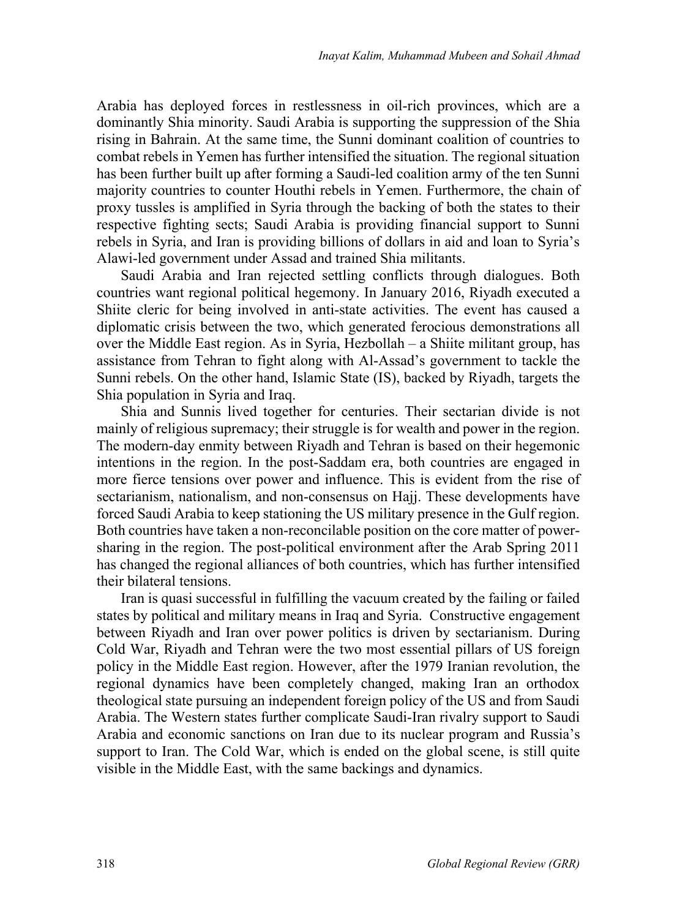Arabia has deployed forces in restlessness in oil-rich provinces, which are a dominantly Shia minority. Saudi Arabia is supporting the suppression of the Shia rising in Bahrain. At the same time, the Sunni dominant coalition of countries to combat rebels in Yemen has further intensified the situation. The regional situation has been further built up after forming a Saudi-led coalition army of the ten Sunni majority countries to counter Houthi rebels in Yemen. Furthermore, the chain of proxy tussles is amplified in Syria through the backing of both the states to their respective fighting sects; Saudi Arabia is providing financial support to Sunni rebels in Syria, and Iran is providing billions of dollars in aid and loan to Syria's Alawi-led government under Assad and trained Shia militants.

Saudi Arabia and Iran rejected settling conflicts through dialogues. Both countries want regional political hegemony. In January 2016, Riyadh executed a Shiite cleric for being involved in anti-state activities. The event has caused a diplomatic crisis between the two, which generated ferocious demonstrations all over the Middle East region. As in Syria, Hezbollah – a Shiite militant group, has assistance from Tehran to fight along with Al-Assad's government to tackle the Sunni rebels. On the other hand, Islamic State (IS), backed by Riyadh, targets the Shia population in Syria and Iraq.

Shia and Sunnis lived together for centuries. Their sectarian divide is not mainly of religious supremacy; their struggle is for wealth and power in the region. The modern-day enmity between Riyadh and Tehran is based on their hegemonic intentions in the region. In the post-Saddam era, both countries are engaged in more fierce tensions over power and influence. This is evident from the rise of sectarianism, nationalism, and non-consensus on Hajj. These developments have forced Saudi Arabia to keep stationing the US military presence in the Gulf region. Both countries have taken a non-reconcilable position on the core matter of power-sharing in the region. The post-political environment after the Arab Spring 2011 has changed the regional alliances of both countries, which has further intensified their bilateral tensions.

Iran is quasi successful in fulfilling the vacuum created by the failing or failed states by political and military means in Iraq and Syria. Constructive engagement between Riyadh and Iran over power politics is driven by sectarianism. During Cold War, Riyadh and Tehran were the two most essential pillars of US foreign policy in the Middle East region. However, after the 1979 Iranian revolution, the regional dynamics have been completely changed, making Iran an orthodox theological state pursuing an independent foreign policy of the US and from Saudi Arabia. The Western states further complicate Saudi-Iran rivalry support to Saudi Arabia and economic sanctions on Iran due to its nuclear program and Russia's support to Iran. The Cold War, which is ended on the global scene, is still quite visible in the Middle East, with the same backings and dynamics.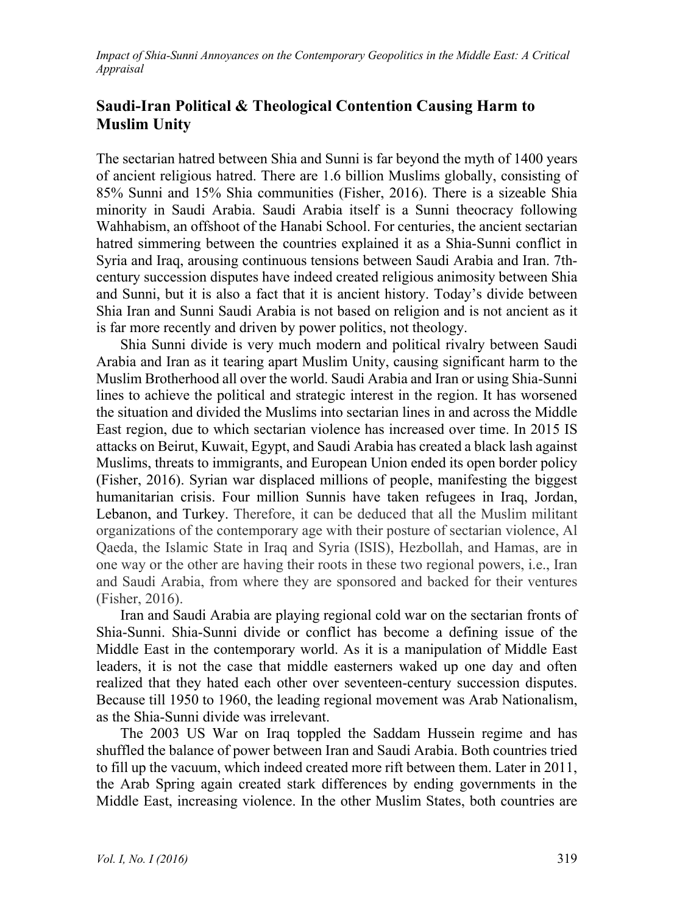## Saudi-Iran Political & Theological Contention Causing Harm to Muslim Unity

The sectarian hatred between Shia and Sunni is far beyond the myth of 1400 years of ancient religious hatred. There are 1.6 billion Muslims globally, consisting of 85% Sunni and 15% Shia communities (Fisher, 2016). There is a sizeable Shia minority in Saudi Arabia. Saudi Arabia itself is a Sunni theocracy following Wahhabism, an offshoot of the Hanabi School. For centuries, the ancient sectarian hatred simmering between the countries explained it as a Shia-Sunni conflict in Syria and Iraq, arousing continuous tensions between Saudi Arabia and Iran. 7th-century succession disputes have indeed created religious animosity between Shia and Sunni, but it is also a fact that it is ancient history. Today's divide between Shia Iran and Sunni Saudi Arabia is not based on religion and is not ancient as it is far more recently and driven by power politics, not theology.

Shia Sunni divide is very much modern and political rivalry between Saudi Arabia and Iran as it tearing apart Muslim Unity, causing significant harm to the Muslim Brotherhood all over the world. Saudi Arabia and Iran or using Shia-Sunni lines to achieve the political and strategic interest in the region. It has worsened the situation and divided the Muslims into sectarian lines in and across the Middle East region, due to which sectarian violence has increased over time. In 2015 IS attacks on Beirut, Kuwait, Egypt, and Saudi Arabia has created a black lash against Muslims, threats to immigrants, and European Union ended its open border policy (Fisher, 2016). Syrian war displaced millions of people, manifesting the biggest humanitarian crisis. Four million Sunnis have taken refugees in Iraq, Jordan, Lebanon, and Turkey. Therefore, it can be deduced that all the Muslim militant organizations of the contemporary age with their posture of sectarian violence, Al Qaeda, the Islamic State in Iraq and Syria (ISIS), Hezbollah, and Hamas, are in one way or the other are having their roots in these two regional powers, i.e., Iran and Saudi Arabia, from where they are sponsored and backed for their ventures (Fisher, 2016).

Iran and Saudi Arabia are playing regional cold war on the sectarian fronts of Shia-Sunni. Shia-Sunni divide or conflict has become a defining issue of the Middle East in the contemporary world. As it is a manipulation of Middle East leaders, it is not the case that middle easterners waked up one day and often realized that they hated each other over seventeen-century succession disputes. Because till 1950 to 1960, the leading regional movement was Arab Nationalism, as the Shia-Sunni divide was irrelevant.

The 2003 US War on Iraq toppled the Saddam Hussein regime and has shuffled the balance of power between Iran and Saudi Arabia. Both countries tried to fill up the vacuum, which indeed created more rift between them. Later in 2011, the Arab Spring again created stark differences by ending governments in the Middle East, increasing violence. In the other Muslim States, both countries are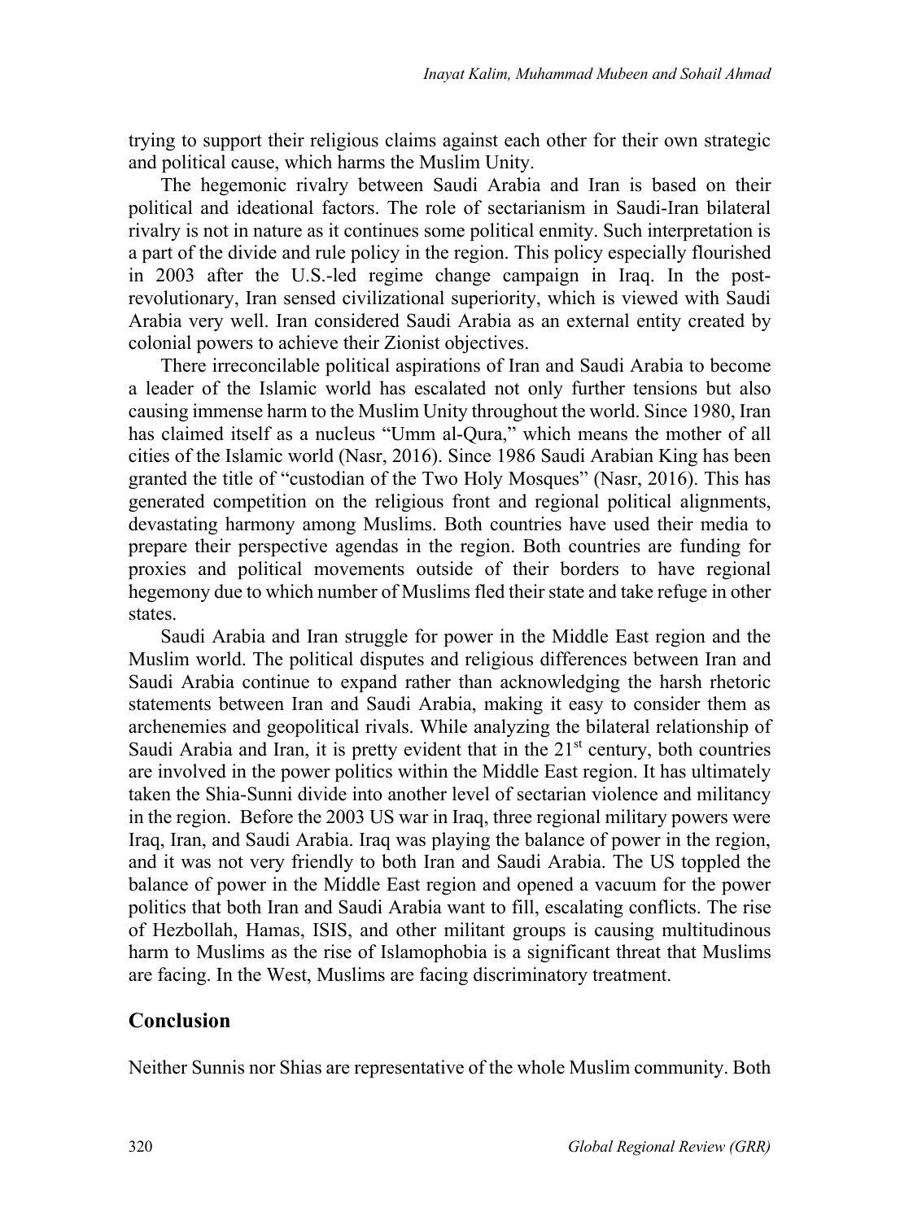trying to support their religious claims against each other for their own strategic and political cause, which harms the Muslim Unity.

The hegemonic rivalry between Saudi Arabia and Iran is based on their political and ideational factors. The role of sectarianism in Saudi-Iran bilateral rivalry is not in nature as it continues some political enmity. Such interpretation is a part of the divide and rule policy in the region. This policy especially flourished in 2003 after the U.S.-led regime change campaign in Iraq. In the post-revolutionary, Iran sensed civilizational superiority, which is viewed with Saudi Arabia very well. Iran considered Saudi Arabia as an external entity created by colonial powers to achieve their Zionist objectives.

There irreconcilable political aspirations of Iran and Saudi Arabia to become a leader of the Islamic world has escalated not only further tensions but also causing immense harm to the Muslim Unity throughout the world. Since 1980, Iran has claimed itself as a nucleus "Umm al-Qura," which means the mother of all cities of the Islamic world (Nasr, 2016). Since 1986 Saudi Arabian King has been granted the title of "custodian of the Two Holy Mosques" (Nasr, 2016). This has generated competition on the religious front and regional political alignments, devastating harmony among Muslims. Both countries have used their media to prepare their perspective agendas in the region. Both countries are funding for proxies and political movements outside of their borders to have regional hegemony due to which number of Muslims fled their state and take refuge in other states.

Saudi Arabia and Iran struggle for power in the Middle East region and the Muslim world. The political disputes and religious differences between Iran and Saudi Arabia continue to expand rather than acknowledging the harsh rhetoric statements between Iran and Saudi Arabia, making it easy to consider them as archenemies and geopolitical rivals. While analyzing the bilateral relationship of Saudi Arabia and Iran, it is pretty evident that in the 21st century, both countries are involved in the power politics within the Middle East region. It has ultimately taken the Shia-Sunni divide into another level of sectarian violence and militancy in the region. Before the 2003 US war in Iraq, three regional military powers were Iraq, Iran, and Saudi Arabia. Iraq was playing the balance of power in the region, and it was not very friendly to both Iran and Saudi Arabia. The US toppled the balance of power in the Middle East region and opened a vacuum for the power politics that both Iran and Saudi Arabia want to fill, escalating conflicts. The rise of Hezbollah, Hamas, ISIS, and other militant groups is causing multitudinous harm to Muslims as the rise of Islamophobia is a significant threat that Muslims are facing. In the West, Muslims are facing discriminatory treatment.

## Conclusion

Neither Sunnis nor Shias are representative of the whole Muslim community. Both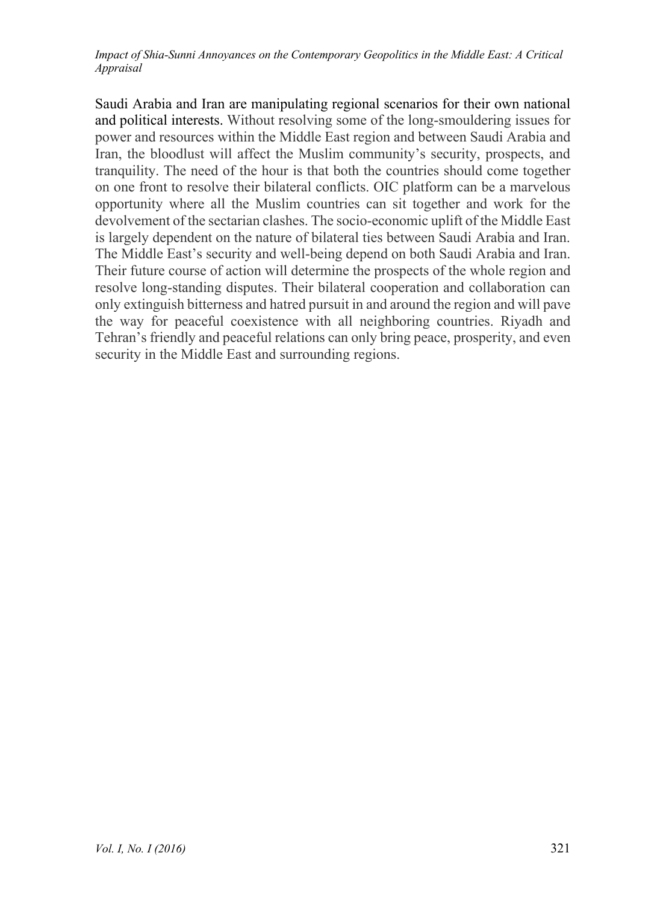Saudi Arabia and Iran are manipulating regional scenarios for their own national and political interests. Without resolving some of the long-smouldering issues for power and resources within the Middle East region and between Saudi Arabia and Iran, the bloodlust will affect the Muslim community's security, prospects, and tranquility. The need of the hour is that both the countries should come together on one front to resolve their bilateral conflicts. OIC platform can be a marvelous opportunity where all the Muslim countries can sit together and work for the devolvement of the sectarian clashes. The socio-economic uplift of the Middle East is largely dependent on the nature of bilateral ties between Saudi Arabia and Iran. The Middle East's security and well-being depend on both Saudi Arabia and Iran. Their future course of action will determine the prospects of the whole region and resolve long-standing disputes. Their bilateral cooperation and collaboration can only extinguish bitterness and hatred pursuit in and around the region and will pave the way for peaceful coexistence with all neighboring countries. Riyadh and Tehran's friendly and peaceful relations can only bring peace, prosperity, and even security in the Middle East and surrounding regions.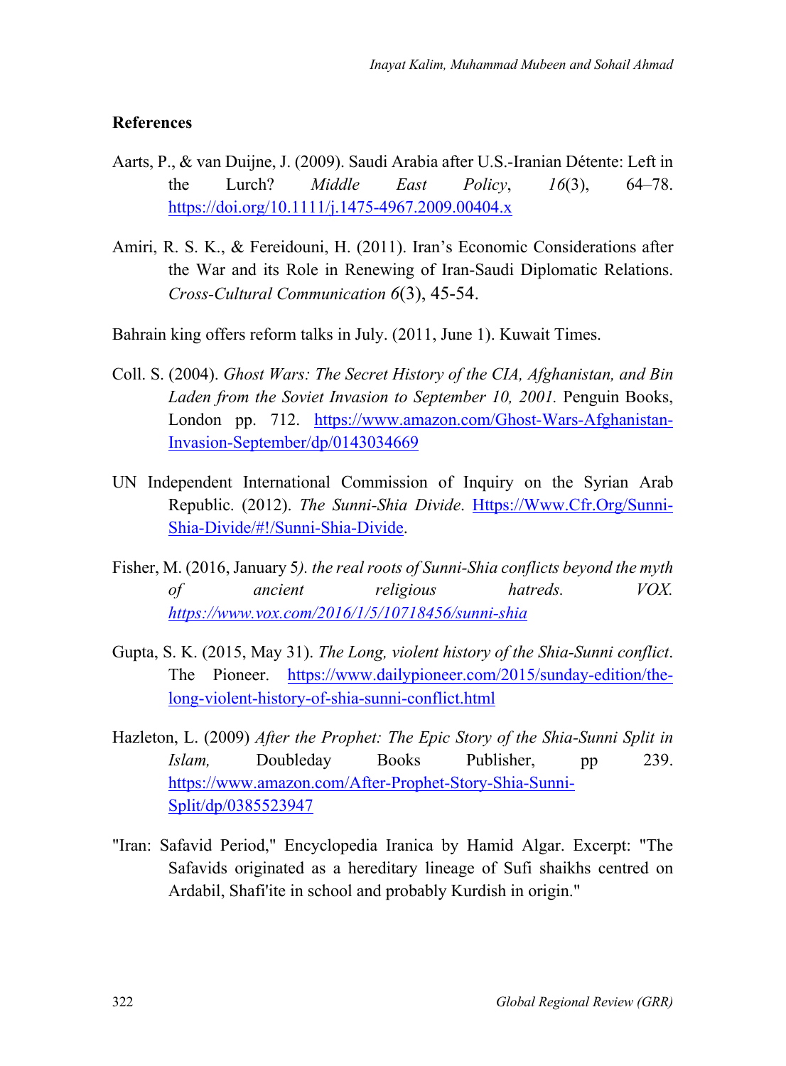**References**

Aarts, P., & van Duijne, J. (2009). Saudi Arabia after U.S.-Iranian Détente: Left in the Lurch? *Middle East Policy*, *16*(3), 64–78. https://doi.org/10.1111/j.1475-4967.2009.00404.x

Amiri, R. S. K., & Fereidouni, H. (2011). Iran's Economic Considerations after the War and its Role in Renewing of Iran-Saudi Diplomatic Relations. *Cross-Cultural Communication 6*(3), 45-54.

Bahrain king offers reform talks in July. (2011, June 1). Kuwait Times.

Coll. S. (2004). *Ghost Wars: The Secret History of the CIA, Afghanistan, and Bin Laden from the Soviet Invasion to September 10, 2001.* Penguin Books, London pp. 712. https://www.amazon.com/Ghost-Wars-Afghanistan-Invasion-September/dp/0143034669

UN Independent International Commission of Inquiry on the Syrian Arab Republic. (2012). *The Sunni-Shia Divide*. Https://Www.Cfr.Org/Sunni-Shia-Divide/#!/Sunni-Shia-Divide.

Fisher, M. (2016, January 5*). the real roots of Sunni-Shia conflicts beyond the myth of ancient religious hatreds. VOX. https://www.vox.com/2016/1/5/10718456/sunni-shia*

Gupta, S. K. (2015, May 31). *The Long, violent history of the Shia-Sunni conflict*. The Pioneer. https://www.dailypioneer.com/2015/sunday-edition/the-long-violent-history-of-shia-sunni-conflict.html

Hazleton, L. (2009) *After the Prophet: The Epic Story of the Shia-Sunni Split in Islam,* Doubleday Books Publisher, pp 239. https://www.amazon.com/After-Prophet-Story-Shia-Sunni-Split/dp/0385523947

"Iran: Safavid Period," Encyclopedia Iranica by Hamid Algar. Excerpt: "The Safavids originated as a hereditary lineage of Sufi shaikhs centred on Ardabil, Shafi'ite in school and probably Kurdish in origin."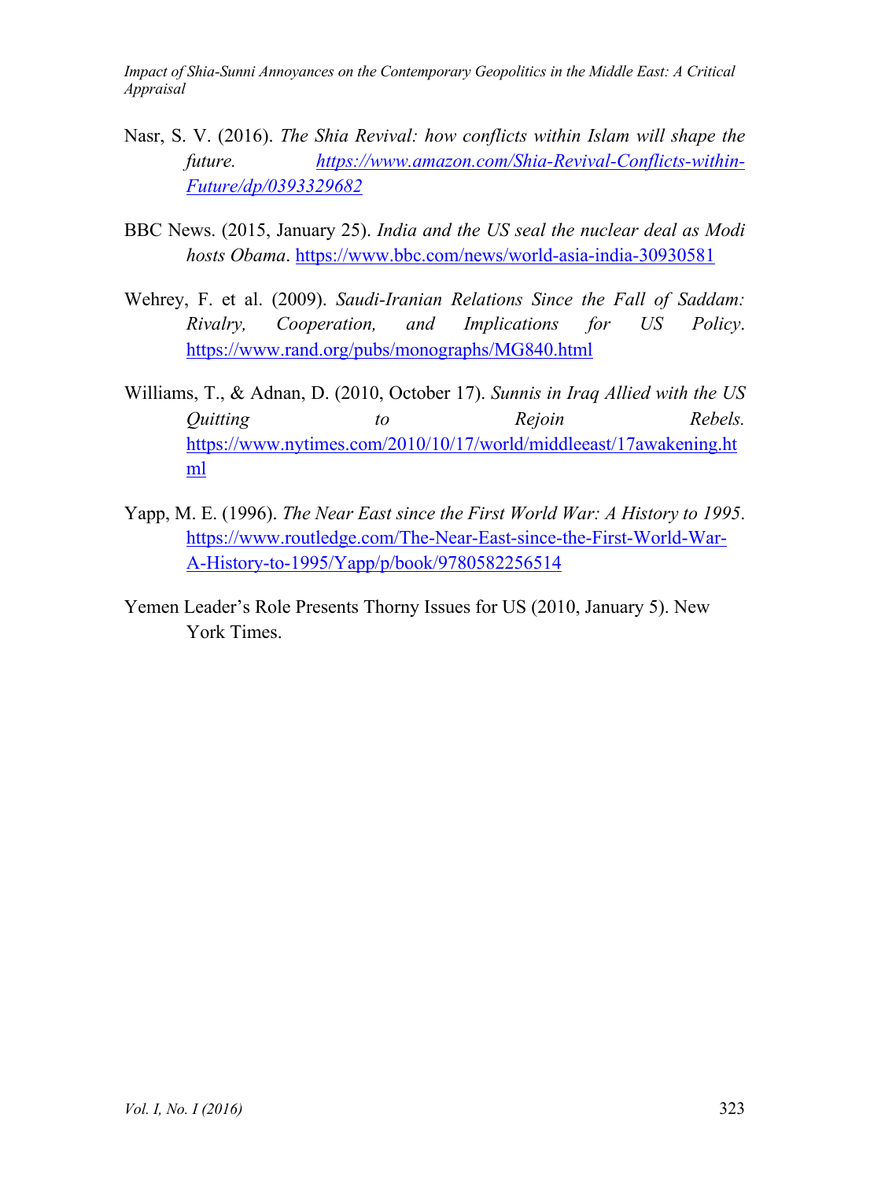Nasr, S. V. (2016). *The Shia Revival: how conflicts within Islam will shape the future.* https://www.amazon.com/Shia-Revival-Conflicts-within-Future/dp/0393329682

BBC News. (2015, January 25). *India and the US seal the nuclear deal as Modi hosts Obama*. https://www.bbc.com/news/world-asia-india-30930581

Wehrey, F. et al. (2009). *Saudi-Iranian Relations Since the Fall of Saddam: Rivalry, Cooperation, and Implications for US Policy*. https://www.rand.org/pubs/monographs/MG840.html

Williams, T., & Adnan, D. (2010, October 17). *Sunnis in Iraq Allied with the US Quitting to Rejoin Rebels.* https://www.nytimes.com/2010/10/17/world/middleeast/17awakening.html

Yapp, M. E. (1996). *The Near East since the First World War: A History to 1995*. https://www.routledge.com/The-Near-East-since-the-First-World-War-A-History-to-1995/Yapp/p/book/9780582256514

Yemen Leader's Role Presents Thorny Issues for US (2010, January 5). New York Times.